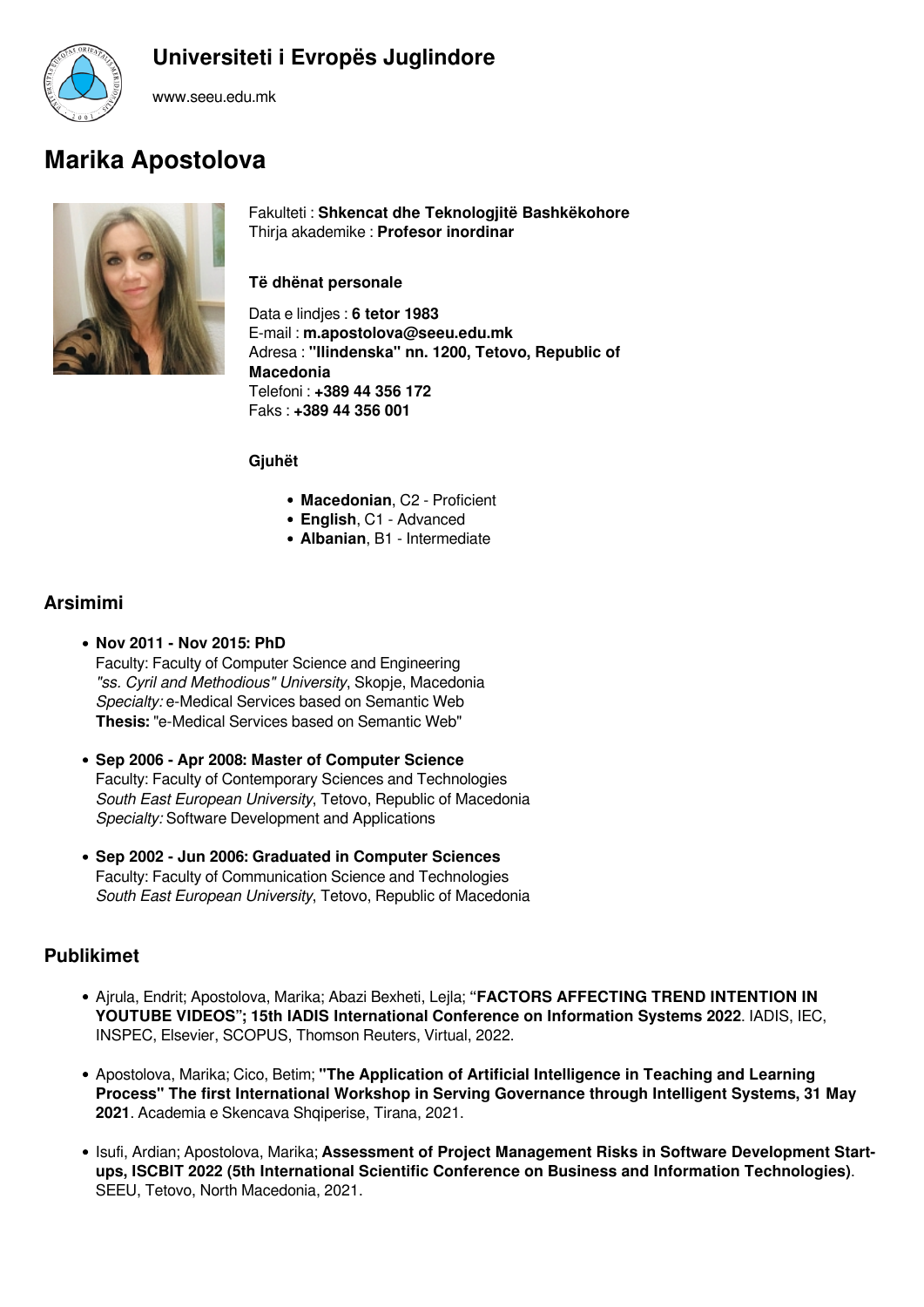## Universiteti i Evropës Juglindore

www.seeu.edu.mk

# Marika Apostolova

Fakulteti : **Shkencat dhe Teknologjitë Bashkëkohore**
Thirja akademike : **Profesor inordinar**

**Të dhënat personale**

Data e lindjes : **6 tetor 1983**
E-mail : **m.apostolova@seeu.edu.mk**
Adresa : **"Ilindenska" nn. 1200, Tetovo, Republic of Macedonia**
Telefoni : **+389 44 356 172**
Faks : **+389 44 356 001**

**Gjuhët**

- **Macedonian**, C2 - Proficient
- **English**, C1 - Advanced
- **Albanian**, B1 - Intermediate

## Arsimimi

- **Nov 2011 - Nov 2015: PhD**
  Faculty: Faculty of Computer Science and Engineering
  *"ss. Cyril and Methodious" University*, Skopje, Macedonia
  *Specialty:* e-Medical Services based on Semantic Web
  **Thesis:** "e-Medical Services based on Semantic Web"

- **Sep 2006 - Apr 2008: Master of Computer Science**
  Faculty: Faculty of Contemporary Sciences and Technologies
  *South East European University*, Tetovo, Republic of Macedonia
  *Specialty:* Software Development and Applications

- **Sep 2002 - Jun 2006: Graduated in Computer Sciences**
  Faculty: Faculty of Communication Science and Technologies
  *South East European University*, Tetovo, Republic of Macedonia

## Publikimet

- Ajrula, Endrit; Apostolova, Marika; Abazi Bexheti, Lejla; "**FACTORS AFFECTING TREND INTENTION IN YOUTUBE VIDEOS**"**; 15th IADIS International Conference on Information Systems 2022**. IADIS, IEC, INSPEC, Elsevier, SCOPUS, Thomson Reuters, Virtual, 2022.

- Apostolova, Marika; Cico, Betim; **"The Application of Artificial Intelligence in Teaching and Learning Process" The first International Workshop in Serving Governance through Intelligent Systems, 31 May 2021**. Academia e Skencava Shqiperise, Tirana, 2021.

- Isufi, Ardian; Apostolova, Marika; **Assessment of Project Management Risks in Software Development Start-ups, ISCBIT 2022 (5th International Scientific Conference on Business and Information Technologies)**. SEEU, Tetovo, North Macedonia, 2021.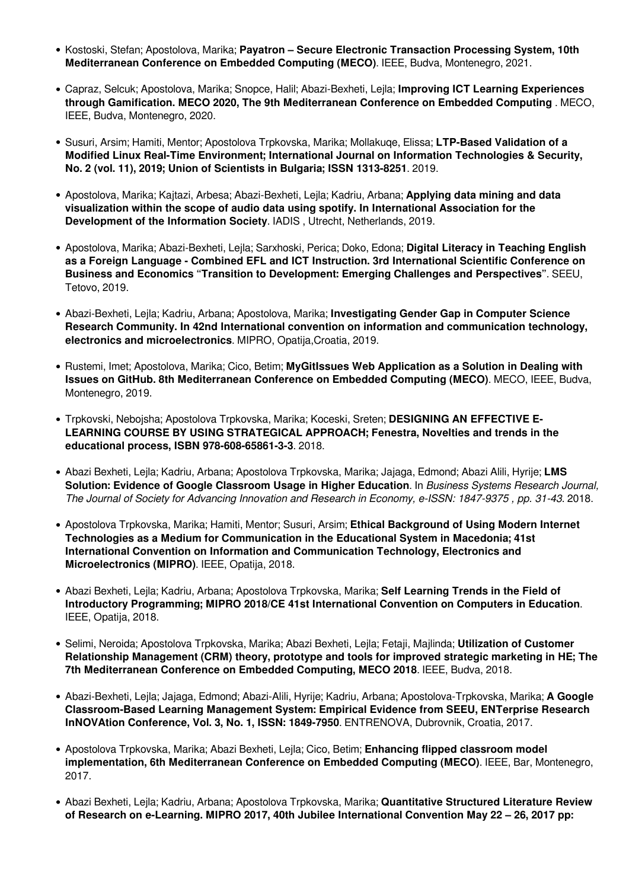- Kostoski, Stefan; Apostolova, Marika; **Payatron – Secure Electronic Transaction Processing System, 10th Mediterranean Conference on Embedded Computing (MECO)**. IEEE, Budva, Montenegro, 2021.
- Capraz, Selcuk; Apostolova, Marika; Snopce, Halil; Abazi-Bexheti, Lejla; **Improving ICT Learning Experiences through Gamification. MECO 2020, The 9th Mediterranean Conference on Embedded Computing** . MECO, IEEE, Budva, Montenegro, 2020.
- Susuri, Arsim; Hamiti, Mentor; Apostolova Trpkovska, Marika; Mollakuqe, Elissa; **LTP-Based Validation of a Modified Linux Real-Time Environment; International Journal on Information Technologies & Security, No. 2 (vol. 11), 2019; Union of Scientists in Bulgaria; ISSN 1313-8251**. 2019.
- Apostolova, Marika; Kajtazi, Arbesa; Abazi-Bexheti, Lejla; Kadriu, Arbana; **Applying data mining and data visualization within the scope of audio data using spotify. In International Association for the Development of the Information Society**. IADIS , Utrecht, Netherlands, 2019.
- Apostolova, Marika; Abazi-Bexheti, Lejla; Sarxhoski, Perica; Doko, Edona; **Digital Literacy in Teaching English as a Foreign Language - Combined EFL and ICT Instruction. 3rd International Scientific Conference on Business and Economics "Transition to Development: Emerging Challenges and Perspectives"**. SEEU, Tetovo, 2019.
- Abazi-Bexheti, Lejla; Kadriu, Arbana; Apostolova, Marika; **Investigating Gender Gap in Computer Science Research Community. In 42nd International convention on information and communication technology, electronics and microelectronics**. MIPRO, Opatija,Croatia, 2019.
- Rustemi, Imet; Apostolova, Marika; Cico, Betim; **MyGitIssues Web Application as a Solution in Dealing with Issues on GitHub. 8th Mediterranean Conference on Embedded Computing (MECO)**. MECO, IEEE, Budva, Montenegro, 2019.
- Trpkovski, Nebojsha; Apostolova Trpkovska, Marika; Koceski, Sreten; **DESIGNING AN EFFECTIVE E-LEARNING COURSE BY USING STRATEGICAL APPROACH; Fenestra, Novelties and trends in the educational process, ISBN 978-608-65861-3-3**. 2018.
- Abazi Bexheti, Lejla; Kadriu, Arbana; Apostolova Trpkovska, Marika; Jajaga, Edmond; Abazi Alili, Hyrije; **LMS Solution: Evidence of Google Classroom Usage in Higher Education**. In *Business Systems Research Journal, The Journal of Society for Advancing Innovation and Research in Economy, e-ISSN: 1847-9375 , pp. 31-43*. 2018.
- Apostolova Trpkovska, Marika; Hamiti, Mentor; Susuri, Arsim; **Ethical Background of Using Modern Internet Technologies as a Medium for Communication in the Educational System in Macedonia; 41st International Convention on Information and Communication Technology, Electronics and Microelectronics (MIPRO)**. IEEE, Opatija, 2018.
- Abazi Bexheti, Lejla; Kadriu, Arbana; Apostolova Trpkovska, Marika; **Self Learning Trends in the Field of Introductory Programming; MIPRO 2018/CE 41st International Convention on Computers in Education**. IEEE, Opatija, 2018.
- Selimi, Neroida; Apostolova Trpkovska, Marika; Abazi Bexheti, Lejla; Fetaji, Majlinda; **Utilization of Customer Relationship Management (CRM) theory, prototype and tools for improved strategic marketing in HE; The 7th Mediterranean Conference on Embedded Computing, MECO 2018**. IEEE, Budva, 2018.
- Abazi-Bexheti, Lejla; Jajaga, Edmond; Abazi-Alili, Hyrije; Kadriu, Arbana; Apostolova-Trpkovska, Marika; **A Google Classroom-Based Learning Management System: Empirical Evidence from SEEU, ENTerprise Research InNOVAtion Conference, Vol. 3, No. 1, ISSN: 1849-7950**. ENTRENOVA, Dubrovnik, Croatia, 2017.
- Apostolova Trpkovska, Marika; Abazi Bexheti, Lejla; Cico, Betim; **Enhancing flipped classroom model implementation, 6th Mediterranean Conference on Embedded Computing (MECO)**. IEEE, Bar, Montenegro, 2017.
- Abazi Bexheti, Lejla; Kadriu, Arbana; Apostolova Trpkovska, Marika; **Quantitative Structured Literature Review of Research on e-Learning. MIPRO 2017, 40th Jubilee International Convention May 22 – 26, 2017 pp:**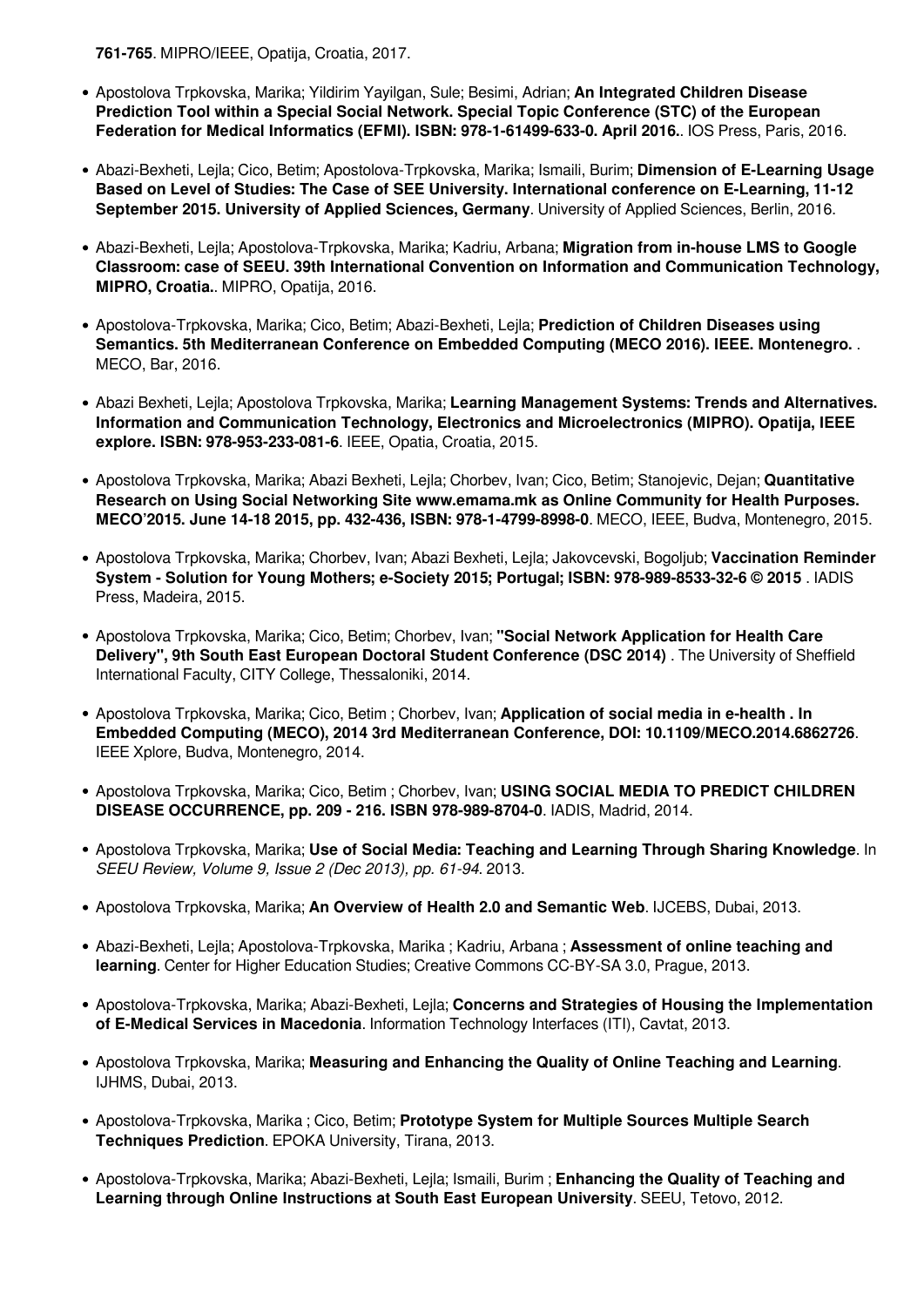**761-765**. MIPRO/IEEE, Opatija, Croatia, 2017.

- Apostolova Trpkovska, Marika; Yildirim Yayilgan, Sule; Besimi, Adrian; **An Integrated Children Disease Prediction Tool within a Special Social Network. Special Topic Conference (STC) of the European Federation for Medical Informatics (EFMI). ISBN: 978-1-61499-633-0. April 2016.**. IOS Press, Paris, 2016.

- Abazi-Bexheti, Lejla; Cico, Betim; Apostolova-Trpkovska, Marika; Ismaili, Burim; **Dimension of E-Learning Usage Based on Level of Studies: The Case of SEE University. International conference on E-Learning, 11-12 September 2015. University of Applied Sciences, Germany**. University of Applied Sciences, Berlin, 2016.

- Abazi-Bexheti, Lejla; Apostolova-Trpkovska, Marika; Kadriu, Arbana; **Migration from in-house LMS to Google Classroom: case of SEEU. 39th International Convention on Information and Communication Technology, MIPRO, Croatia.**. MIPRO, Opatija, 2016.

- Apostolova-Trpkovska, Marika; Cico, Betim; Abazi-Bexheti, Lejla; **Prediction of Children Diseases using Semantics. 5th Mediterranean Conference on Embedded Computing (MECO 2016). IEEE. Montenegro.** . MECO, Bar, 2016.

- Abazi Bexheti, Lejla; Apostolova Trpkovska, Marika; **Learning Management Systems: Trends and Alternatives. Information and Communication Technology, Electronics and Microelectronics (MIPRO). Opatija, IEEE explore. ISBN: 978-953-233-081-6**. IEEE, Opatia, Croatia, 2015.

- Apostolova Trpkovska, Marika; Abazi Bexheti, Lejla; Chorbev, Ivan; Cico, Betim; Stanojevic, Dejan; **Quantitative Research on Using Social Networking Site www.emama.mk as Online Community for Health Purposes. MECO'2015. June 14-18 2015, pp. 432-436, ISBN: 978-1-4799-8998-0**. MECO, IEEE, Budva, Montenegro, 2015.

- Apostolova Trpkovska, Marika; Chorbev, Ivan; Abazi Bexheti, Lejla; Jakovcevski, Bogoljub; **Vaccination Reminder System - Solution for Young Mothers; e-Society 2015; Portugal; ISBN: 978-989-8533-32-6 © 2015** . IADIS Press, Madeira, 2015.

- Apostolova Trpkovska, Marika; Cico, Betim; Chorbev, Ivan; **"Social Network Application for Health Care Delivery", 9th South East European Doctoral Student Conference (DSC 2014)** . The University of Sheffield International Faculty, CITY College, Thessaloniki, 2014.

- Apostolova Trpkovska, Marika; Cico, Betim ; Chorbev, Ivan; **Application of social media in e-health . In Embedded Computing (MECO), 2014 3rd Mediterranean Conference, DOI: 10.1109/MECO.2014.6862726**. IEEE Xplore, Budva, Montenegro, 2014.

- Apostolova Trpkovska, Marika; Cico, Betim ; Chorbev, Ivan; **USING SOCIAL MEDIA TO PREDICT CHILDREN DISEASE OCCURRENCE, pp. 209 - 216. ISBN 978-989-8704-0**. IADIS, Madrid, 2014.

- Apostolova Trpkovska, Marika; **Use of Social Media: Teaching and Learning Through Sharing Knowledge**. In *SEEU Review, Volume 9, Issue 2 (Dec 2013), pp. 61-94*. 2013.

- Apostolova Trpkovska, Marika; **An Overview of Health 2.0 and Semantic Web**. IJCEBS, Dubai, 2013.

- Abazi-Bexheti, Lejla; Apostolova-Trpkovska, Marika ; Kadriu, Arbana ; **Assessment of online teaching and learning**. Center for Higher Education Studies; Creative Commons CC-BY-SA 3.0, Prague, 2013.

- Apostolova-Trpkovska, Marika; Abazi-Bexheti, Lejla; **Concerns and Strategies of Housing the Implementation of E-Medical Services in Macedonia**. Information Technology Interfaces (ITI), Cavtat, 2013.

- Apostolova Trpkovska, Marika; **Measuring and Enhancing the Quality of Online Teaching and Learning**. IJHMS, Dubai, 2013.

- Apostolova-Trpkovska, Marika ; Cico, Betim; **Prototype System for Multiple Sources Multiple Search Techniques Prediction**. EPOKA University, Tirana, 2013.

- Apostolova-Trpkovska, Marika; Abazi-Bexheti, Lejla; Ismaili, Burim ; **Enhancing the Quality of Teaching and Learning through Online Instructions at South East European University**. SEEU, Tetovo, 2012.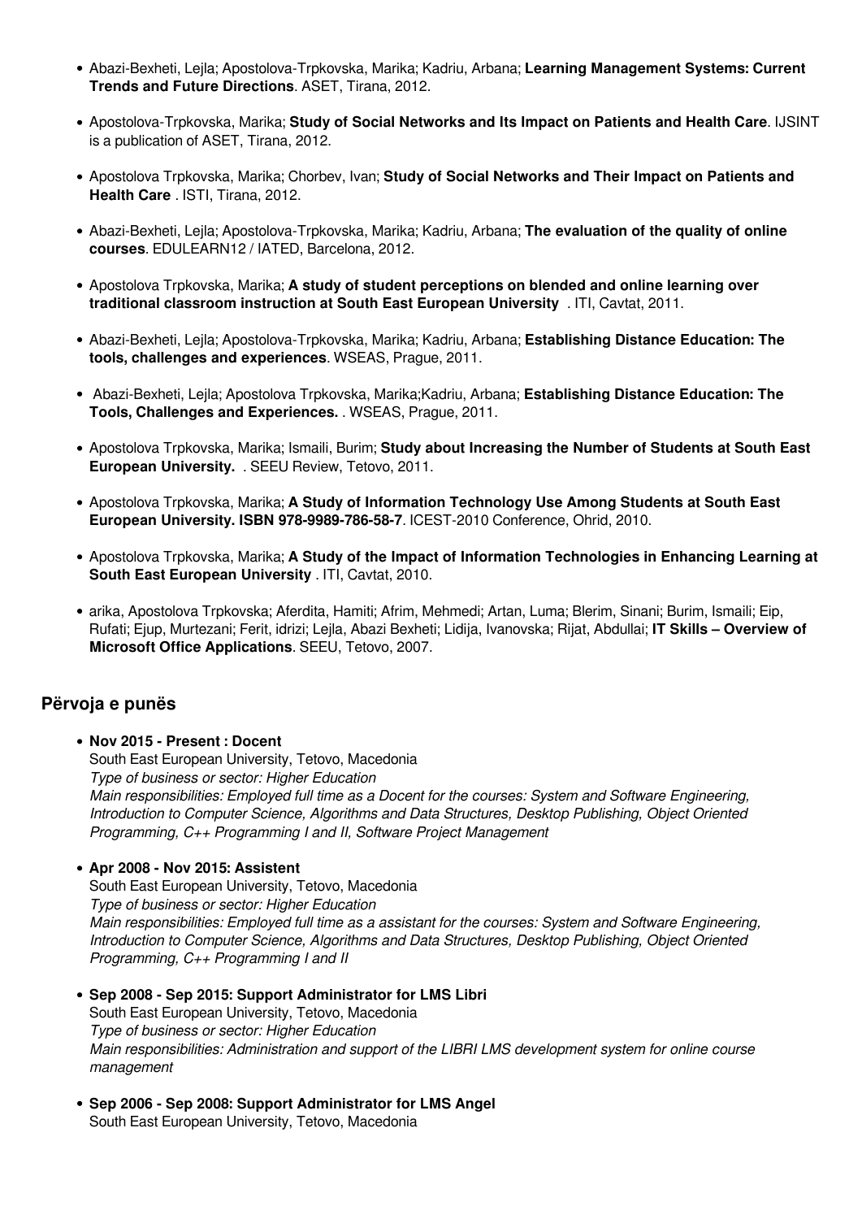- Abazi-Bexheti, Lejla; Apostolova-Trpkovska, Marika; Kadriu, Arbana; **Learning Management Systems: Current Trends and Future Directions**. ASET, Tirana, 2012.

- Apostolova-Trpkovska, Marika; **Study of Social Networks and Its Impact on Patients and Health Care**. IJSINT is a publication of ASET, Tirana, 2012.

- Apostolova Trpkovska, Marika; Chorbev, Ivan; **Study of Social Networks and Their Impact on Patients and Health Care** . ISTI, Tirana, 2012.

- Abazi-Bexheti, Lejla; Apostolova-Trpkovska, Marika; Kadriu, Arbana; **The evaluation of the quality of online courses**. EDULEARN12 / IATED, Barcelona, 2012.

- Apostolova Trpkovska, Marika; **A study of student perceptions on blended and online learning over traditional classroom instruction at South East European University** . ITI, Cavtat, 2011.

- Abazi-Bexheti, Lejla; Apostolova-Trpkovska, Marika; Kadriu, Arbana; **Establishing Distance Education: The tools, challenges and experiences**. WSEAS, Prague, 2011.

- Abazi-Bexheti, Lejla; Apostolova Trpkovska, Marika;Kadriu, Arbana; **Establishing Distance Education: The Tools, Challenges and Experiences.** . WSEAS, Prague, 2011.

- Apostolova Trpkovska, Marika; Ismaili, Burim; **Study about Increasing the Number of Students at South East European University.** . SEEU Review, Tetovo, 2011.

- Apostolova Trpkovska, Marika; **A Study of Information Technology Use Among Students at South East European University. ISBN 978-9989-786-58-7**. ICEST-2010 Conference, Ohrid, 2010.

- Apostolova Trpkovska, Marika; **A Study of the Impact of Information Technologies in Enhancing Learning at South East European University** . ITI, Cavtat, 2010.

- arika, Apostolova Trpkovska; Aferdita, Hamiti; Afrim, Mehmedi; Artan, Luma; Blerim, Sinani; Burim, Ismaili; Eip, Rufati; Ejup, Murtezani; Ferit, idrizi; Lejla, Abazi Bexheti; Lidija, Ivanovska; Rijat, Abdullai; **IT Skills – Overview of Microsoft Office Applications**. SEEU, Tetovo, 2007.

## Përvoja e punës

- **Nov 2015 - Present : Docent**
  South East European University, Tetovo, Macedonia
  *Type of business or sector: Higher Education*
  *Main responsibilities: Employed full time as a Docent for the courses: System and Software Engineering, Introduction to Computer Science, Algorithms and Data Structures, Desktop Publishing, Object Oriented Programming, C++ Programming I and II, Software Project Management*

- **Apr 2008 - Nov 2015: Assistent**
  South East European University, Tetovo, Macedonia
  *Type of business or sector: Higher Education*
  *Main responsibilities: Employed full time as a assistant for the courses: System and Software Engineering, Introduction to Computer Science, Algorithms and Data Structures, Desktop Publishing, Object Oriented Programming, C++ Programming I and II*

- **Sep 2008 - Sep 2015: Support Administrator for LMS Libri**
  South East European University, Tetovo, Macedonia
  *Type of business or sector: Higher Education*
  *Main responsibilities: Administration and support of the LIBRI LMS development system for online course management*

- **Sep 2006 - Sep 2008: Support Administrator for LMS Angel**
  South East European University, Tetovo, Macedonia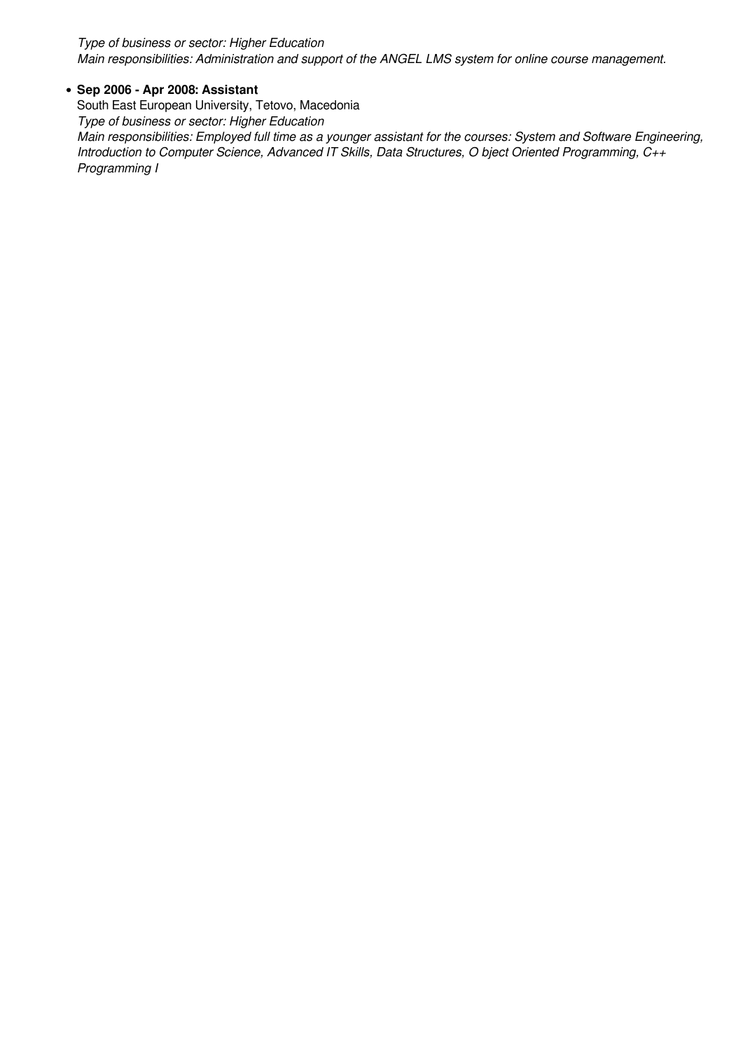*Type of business or sector: Higher Education*
*Main responsibilities: Administration and support of the ANGEL LMS system for online course management.*

- **Sep 2006 - Apr 2008: Assistant**
  South East European University, Tetovo, Macedonia
  *Type of business or sector: Higher Education*
  *Main responsibilities: Employed full time as a younger assistant for the courses: System and Software Engineering, Introduction to Computer Science, Advanced IT Skills, Data Structures, O bject Oriented Programming, C++ Programming I*